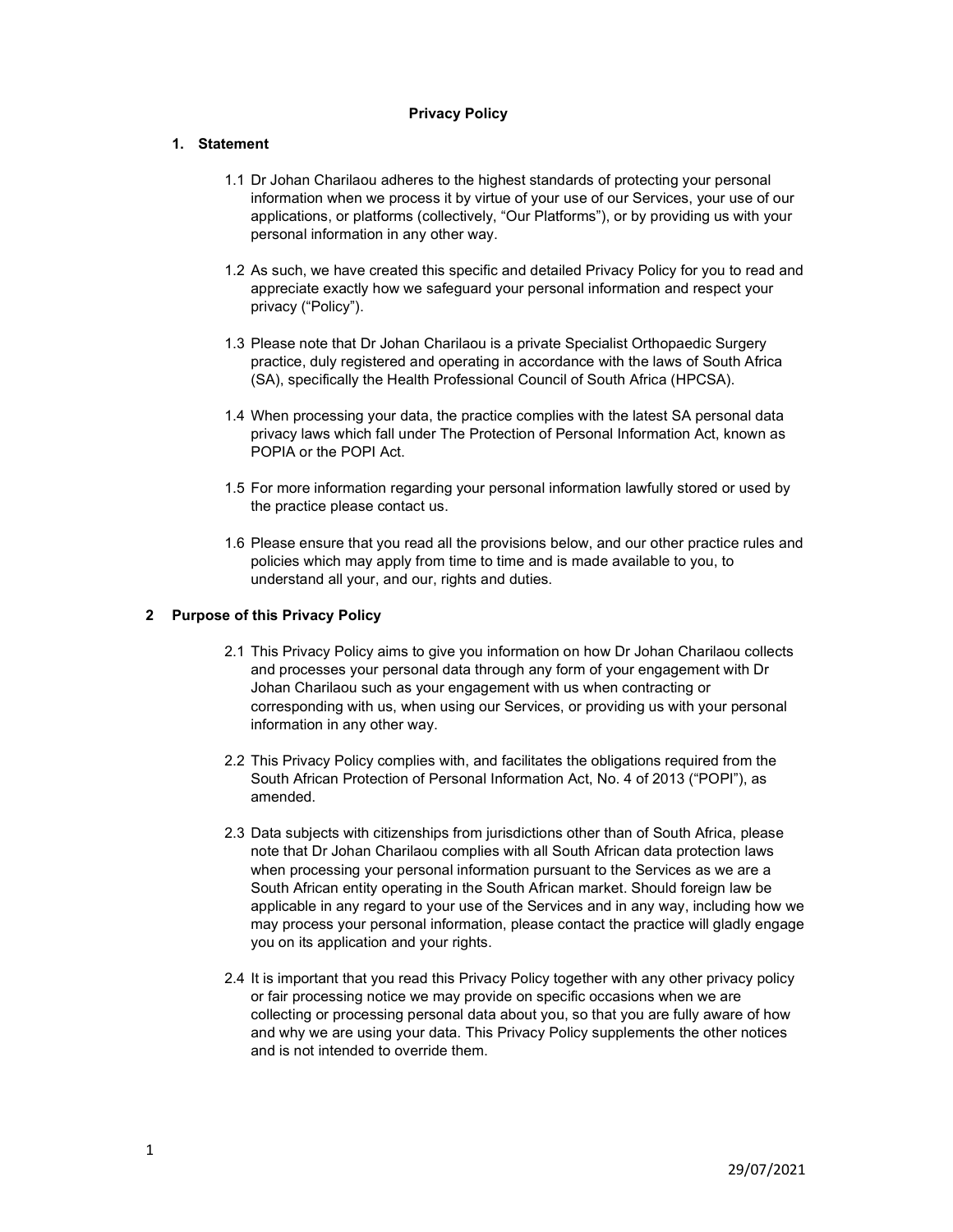# Privacy Policy

## 1. Statement

1.1 Dr Johan Charilaou adheres to the highest standards of protecting your personal information when we process it by virtue of your use of our Services, your use of our applications, or platforms (collectively, “Our Platforms”), or by providing us with your personal information in any other way.

1.2 As such, we have created this specific and detailed Privacy Policy for you to read and appreciate exactly how we safeguard your personal information and respect your privacy (“Policy”).

1.3 Please note that Dr Johan Charilaou is a private Specialist Orthopaedic Surgery practice, duly registered and operating in accordance with the laws of South Africa (SA), specifically the Health Professional Council of South Africa (HPCSA).

1.4 When processing your data, the practice complies with the latest SA personal data privacy laws which fall under The Protection of Personal Information Act, known as POPIA or the POPI Act.

1.5 For more information regarding your personal information lawfully stored or used by the practice please contact us.

1.6 Please ensure that you read all the provisions below, and our other practice rules and policies which may apply from time to time and is made available to you, to understand all your, and our, rights and duties.

## 2 Purpose of this Privacy Policy

2.1 This Privacy Policy aims to give you information on how Dr Johan Charilaou collects and processes your personal data through any form of your engagement with Dr Johan Charilaou such as your engagement with us when contracting or corresponding with us, when using our Services, or providing us with your personal information in any other way.

2.2 This Privacy Policy complies with, and facilitates the obligations required from the South African Protection of Personal Information Act, No. 4 of 2013 (“POPI”), as amended.

2.3 Data subjects with citizenships from jurisdictions other than of South Africa, please note that Dr Johan Charilaou complies with all South African data protection laws when processing your personal information pursuant to the Services as we are a South African entity operating in the South African market. Should foreign law be applicable in any regard to your use of the Services and in any way, including how we may process your personal information, please contact the practice will gladly engage you on its application and your rights.

2.4 It is important that you read this Privacy Policy together with any other privacy policy or fair processing notice we may provide on specific occasions when we are collecting or processing personal data about you, so that you are fully aware of how and why we are using your data. This Privacy Policy supplements the other notices and is not intended to override them.

29/07/2021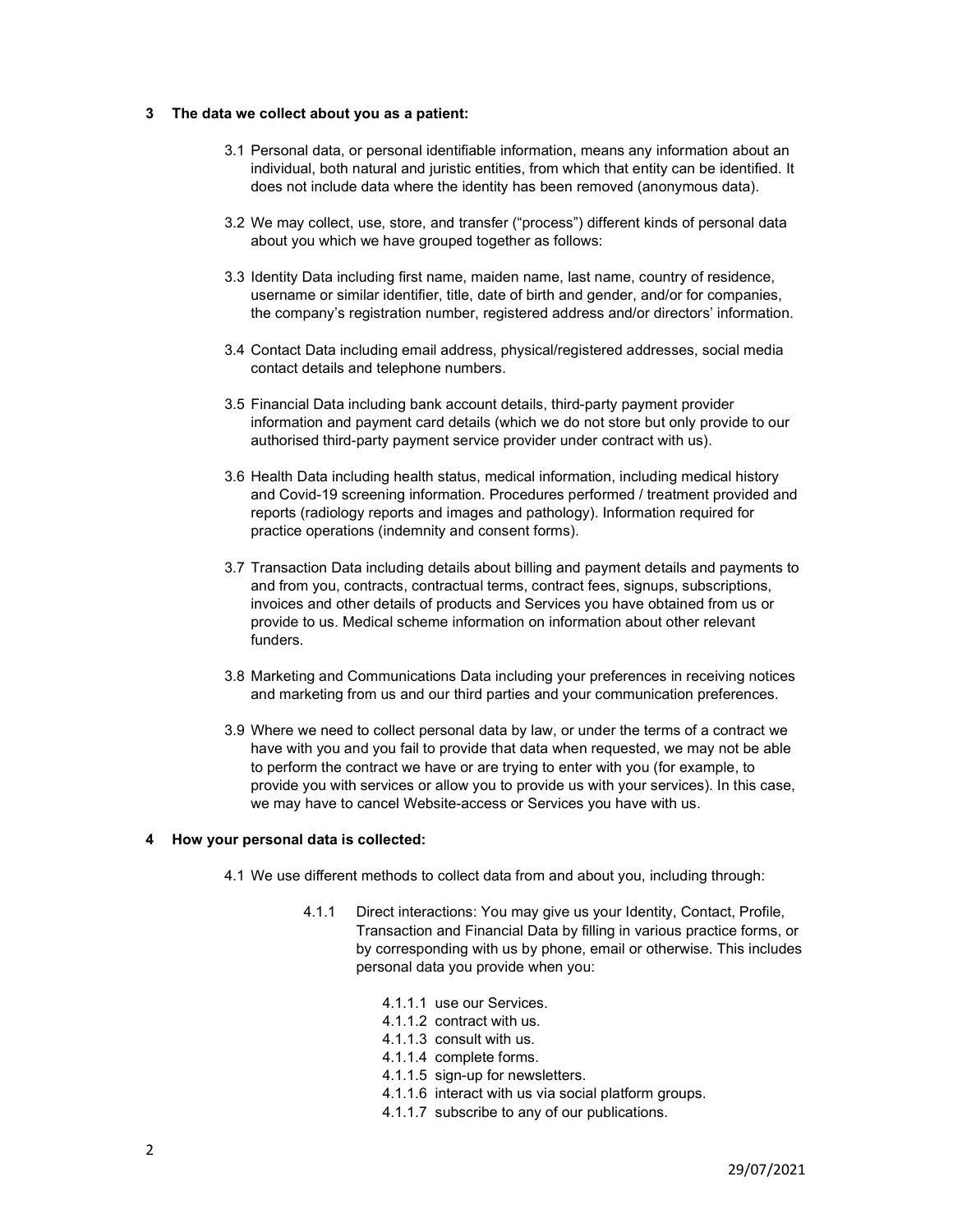## 3 The data we collect about you as a patient:

3.1 Personal data, or personal identifiable information, means any information about an individual, both natural and juristic entities, from which that entity can be identified. It does not include data where the identity has been removed (anonymous data).

3.2 We may collect, use, store, and transfer ("process") different kinds of personal data about you which we have grouped together as follows:

3.3 Identity Data including first name, maiden name, last name, country of residence, username or similar identifier, title, date of birth and gender, and/or for companies, the company's registration number, registered address and/or directors' information.

3.4 Contact Data including email address, physical/registered addresses, social media contact details and telephone numbers.

3.5 Financial Data including bank account details, third-party payment provider information and payment card details (which we do not store but only provide to our authorised third-party payment service provider under contract with us).

3.6 Health Data including health status, medical information, including medical history and Covid-19 screening information. Procedures performed / treatment provided and reports (radiology reports and images and pathology). Information required for practice operations (indemnity and consent forms).

3.7 Transaction Data including details about billing and payment details and payments to and from you, contracts, contractual terms, contract fees, signups, subscriptions, invoices and other details of products and Services you have obtained from us or provide to us. Medical scheme information on information about other relevant funders.

3.8 Marketing and Communications Data including your preferences in receiving notices and marketing from us and our third parties and your communication preferences.

3.9 Where we need to collect personal data by law, or under the terms of a contract we have with you and you fail to provide that data when requested, we may not be able to perform the contract we have or are trying to enter with you (for example, to provide you with services or allow you to provide us with your services). In this case, we may have to cancel Website-access or Services you have with us.

## 4 How your personal data is collected:

4.1 We use different methods to collect data from and about you, including through:

4.1.1 Direct interactions: You may give us your Identity, Contact, Profile, Transaction and Financial Data by filling in various practice forms, or by corresponding with us by phone, email or otherwise. This includes personal data you provide when you:

4.1.1.1 use our Services.
4.1.1.2 contract with us.
4.1.1.3 consult with us.
4.1.1.4 complete forms.
4.1.1.5 sign-up for newsletters.
4.1.1.6 interact with us via social platform groups.
4.1.1.7 subscribe to any of our publications.

29/07/2021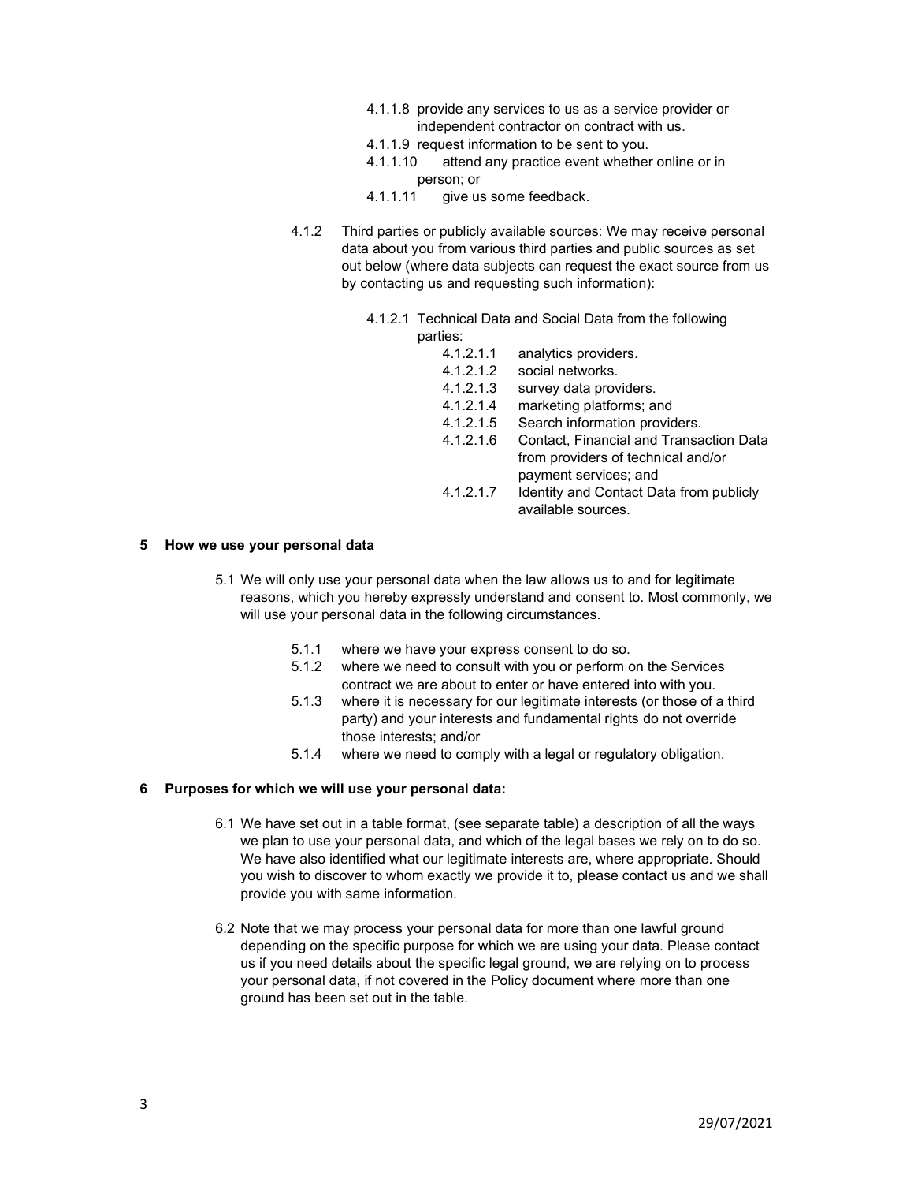4.1.1.8 provide any services to us as a service provider or independent contractor on contract with us.

4.1.1.9 request information to be sent to you.

4.1.1.10 attend any practice event whether online or in person; or

4.1.1.11 give us some feedback.

4.1.2 Third parties or publicly available sources: We may receive personal data about you from various third parties and public sources as set out below (where data subjects can request the exact source from us by contacting us and requesting such information):

4.1.2.1 Technical Data and Social Data from the following parties:

4.1.2.1.1 analytics providers.

4.1.2.1.2 social networks.

4.1.2.1.3 survey data providers.

4.1.2.1.4 marketing platforms; and

4.1.2.1.5 Search information providers.

4.1.2.1.6 Contact, Financial and Transaction Data from providers of technical and/or payment services; and

4.1.2.1.7 Identity and Contact Data from publicly available sources.

## 5 How we use your personal data

5.1 We will only use your personal data when the law allows us to and for legitimate reasons, which you hereby expressly understand and consent to. Most commonly, we will use your personal data in the following circumstances.

5.1.1 where we have your express consent to do so.

5.1.2 where we need to consult with you or perform on the Services contract we are about to enter or have entered into with you.

5.1.3 where it is necessary for our legitimate interests (or those of a third party) and your interests and fundamental rights do not override those interests; and/or

5.1.4 where we need to comply with a legal or regulatory obligation.

## 6 Purposes for which we will use your personal data:

6.1 We have set out in a table format, (see separate table) a description of all the ways we plan to use your personal data, and which of the legal bases we rely on to do so. We have also identified what our legitimate interests are, where appropriate. Should you wish to discover to whom exactly we provide it to, please contact us and we shall provide you with same information.

6.2 Note that we may process your personal data for more than one lawful ground depending on the specific purpose for which we are using your data. Please contact us if you need details about the specific legal ground, we are relying on to process your personal data, if not covered in the Policy document where more than one ground has been set out in the table.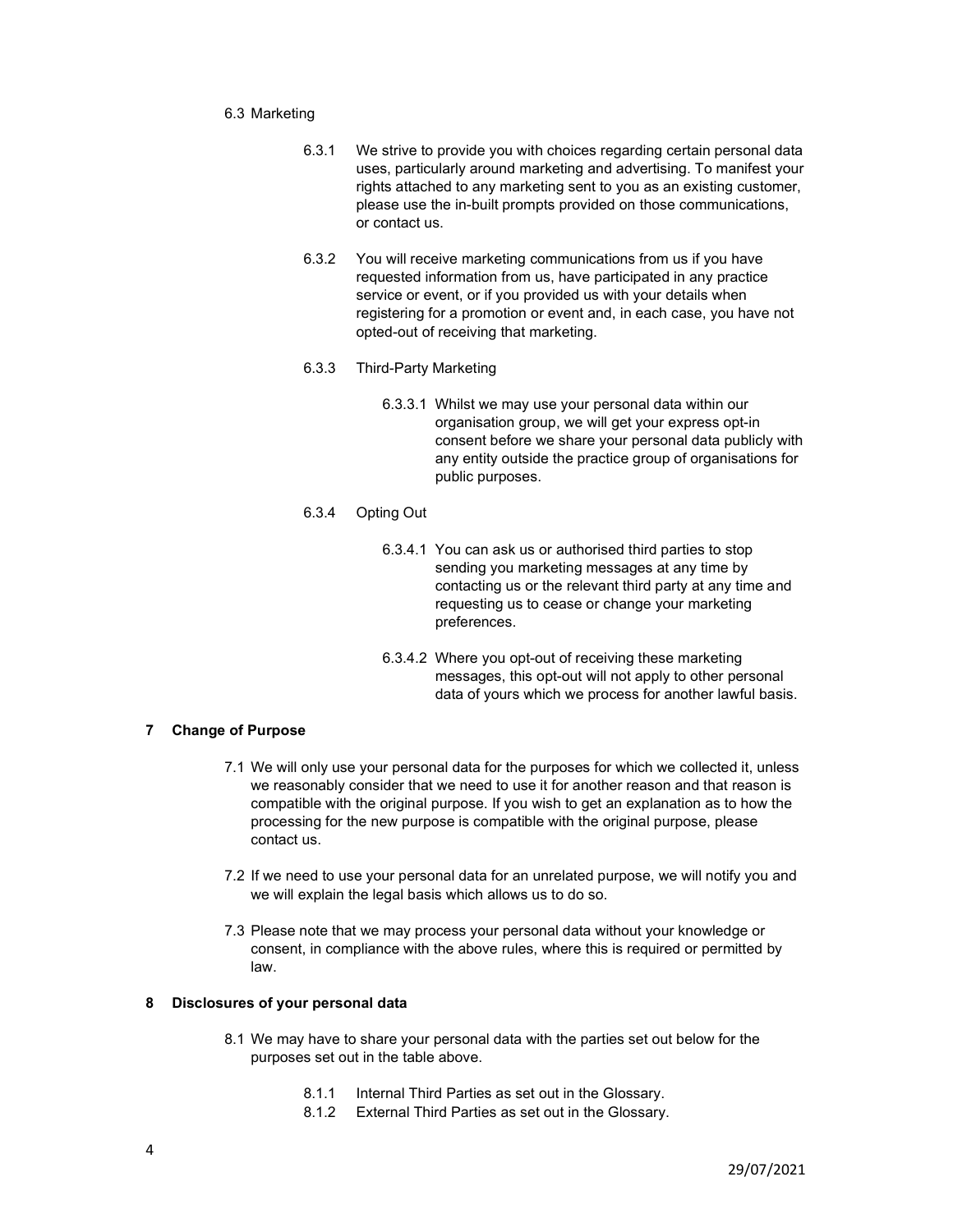6.3 Marketing

6.3.1 We strive to provide you with choices regarding certain personal data uses, particularly around marketing and advertising. To manifest your rights attached to any marketing sent to you as an existing customer, please use the in-built prompts provided on those communications, or contact us.

6.3.2 You will receive marketing communications from us if you have requested information from us, have participated in any practice service or event, or if you provided us with your details when registering for a promotion or event and, in each case, you have not opted-out of receiving that marketing.

6.3.3 Third-Party Marketing

6.3.3.1 Whilst we may use your personal data within our organisation group, we will get your express opt-in consent before we share your personal data publicly with any entity outside the practice group of organisations for public purposes.

6.3.4 Opting Out

6.3.4.1 You can ask us or authorised third parties to stop sending you marketing messages at any time by contacting us or the relevant third party at any time and requesting us to cease or change your marketing preferences.

6.3.4.2 Where you opt-out of receiving these marketing messages, this opt-out will not apply to other personal data of yours which we process for another lawful basis.

## 7 Change of Purpose

7.1 We will only use your personal data for the purposes for which we collected it, unless we reasonably consider that we need to use it for another reason and that reason is compatible with the original purpose. If you wish to get an explanation as to how the processing for the new purpose is compatible with the original purpose, please contact us.

7.2 If we need to use your personal data for an unrelated purpose, we will notify you and we will explain the legal basis which allows us to do so.

7.3 Please note that we may process your personal data without your knowledge or consent, in compliance with the above rules, where this is required or permitted by law.

## 8 Disclosures of your personal data

8.1 We may have to share your personal data with the parties set out below for the purposes set out in the table above.

8.1.1 Internal Third Parties as set out in the Glossary.
8.1.2 External Third Parties as set out in the Glossary.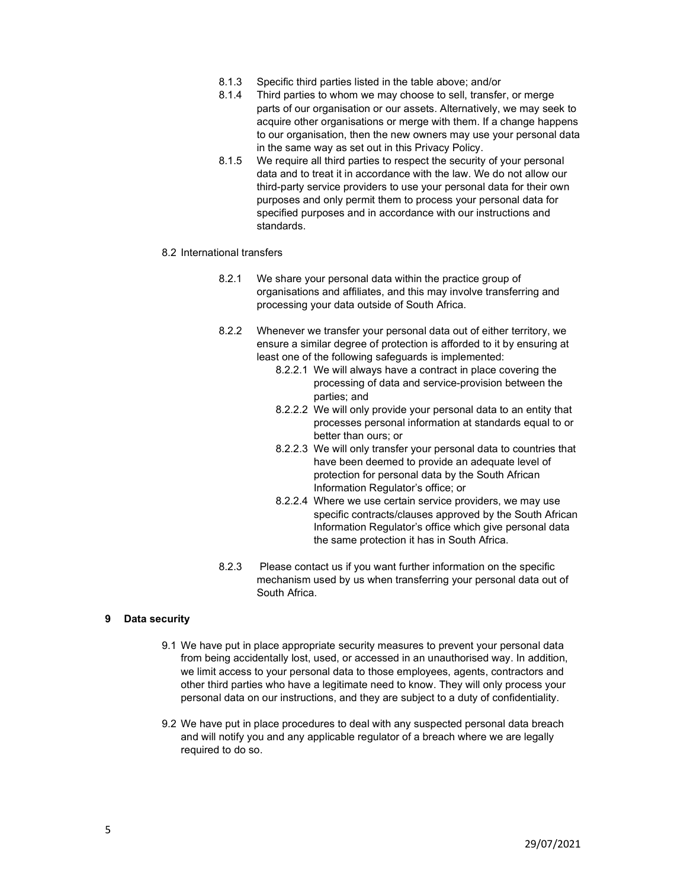8.1.3 Specific third parties listed in the table above; and/or

8.1.4 Third parties to whom we may choose to sell, transfer, or merge parts of our organisation or our assets. Alternatively, we may seek to acquire other organisations or merge with them. If a change happens to our organisation, then the new owners may use your personal data in the same way as set out in this Privacy Policy.

8.1.5 We require all third parties to respect the security of your personal data and to treat it in accordance with the law. We do not allow our third-party service providers to use your personal data for their own purposes and only permit them to process your personal data for specified purposes and in accordance with our instructions and standards.

8.2 International transfers

8.2.1 We share your personal data within the practice group of organisations and affiliates, and this may involve transferring and processing your data outside of South Africa.

8.2.2 Whenever we transfer your personal data out of either territory, we ensure a similar degree of protection is afforded to it by ensuring at least one of the following safeguards is implemented:

8.2.2.1 We will always have a contract in place covering the processing of data and service-provision between the parties; and

8.2.2.2 We will only provide your personal data to an entity that processes personal information at standards equal to or better than ours; or

8.2.2.3 We will only transfer your personal data to countries that have been deemed to provide an adequate level of protection for personal data by the South African Information Regulator's office; or

8.2.2.4 Where we use certain service providers, we may use specific contracts/clauses approved by the South African Information Regulator's office which give personal data the same protection it has in South Africa.

8.2.3 Please contact us if you want further information on the specific mechanism used by us when transferring your personal data out of South Africa.

## 9 Data security

9.1 We have put in place appropriate security measures to prevent your personal data from being accidentally lost, used, or accessed in an unauthorised way. In addition, we limit access to your personal data to those employees, agents, contractors and other third parties who have a legitimate need to know. They will only process your personal data on our instructions, and they are subject to a duty of confidentiality.

9.2 We have put in place procedures to deal with any suspected personal data breach and will notify you and any applicable regulator of a breach where we are legally required to do so.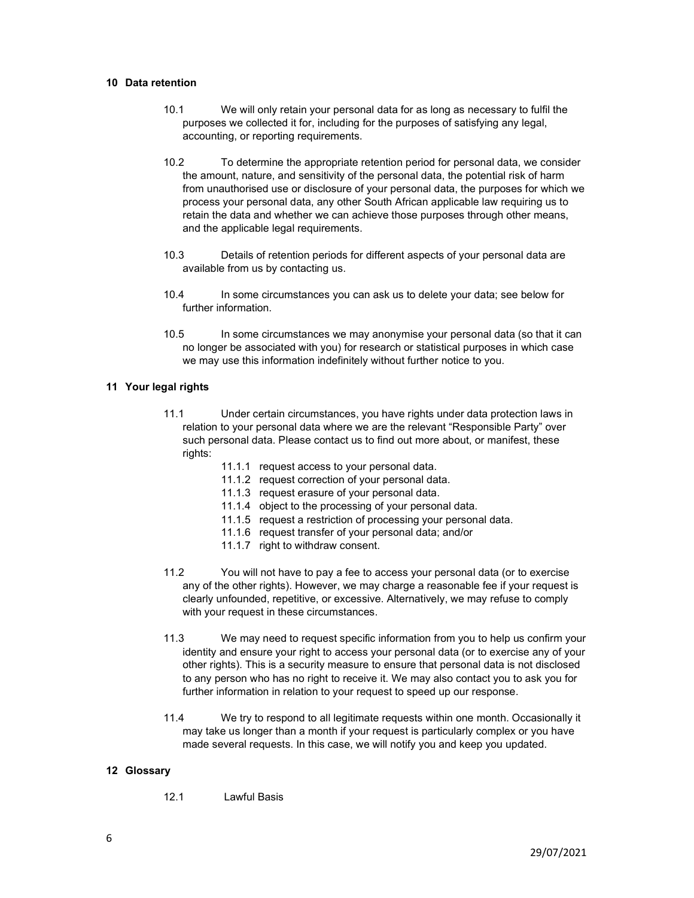## 10 Data retention

10.1 We will only retain your personal data for as long as necessary to fulfil the purposes we collected it for, including for the purposes of satisfying any legal, accounting, or reporting requirements.

10.2 To determine the appropriate retention period for personal data, we consider the amount, nature, and sensitivity of the personal data, the potential risk of harm from unauthorised use or disclosure of your personal data, the purposes for which we process your personal data, any other South African applicable law requiring us to retain the data and whether we can achieve those purposes through other means, and the applicable legal requirements.

10.3 Details of retention periods for different aspects of your personal data are available from us by contacting us.

10.4 In some circumstances you can ask us to delete your data; see below for further information.

10.5 In some circumstances we may anonymise your personal data (so that it can no longer be associated with you) for research or statistical purposes in which case we may use this information indefinitely without further notice to you.

## 11 Your legal rights

11.1 Under certain circumstances, you have rights under data protection laws in relation to your personal data where we are the relevant "Responsible Party" over such personal data. Please contact us to find out more about, or manifest, these rights:

- 11.1.1 request access to your personal data.
- 11.1.2 request correction of your personal data.
- 11.1.3 request erasure of your personal data.
- 11.1.4 object to the processing of your personal data.
- 11.1.5 request a restriction of processing your personal data.
- 11.1.6 request transfer of your personal data; and/or
- 11.1.7 right to withdraw consent.

11.2 You will not have to pay a fee to access your personal data (or to exercise any of the other rights). However, we may charge a reasonable fee if your request is clearly unfounded, repetitive, or excessive. Alternatively, we may refuse to comply with your request in these circumstances.

11.3 We may need to request specific information from you to help us confirm your identity and ensure your right to access your personal data (or to exercise any of your other rights). This is a security measure to ensure that personal data is not disclosed to any person who has no right to receive it. We may also contact you to ask you for further information in relation to your request to speed up our response.

11.4 We try to respond to all legitimate requests within one month. Occasionally it may take us longer than a month if your request is particularly complex or you have made several requests. In this case, we will notify you and keep you updated.

## 12 Glossary

12.1 Lawful Basis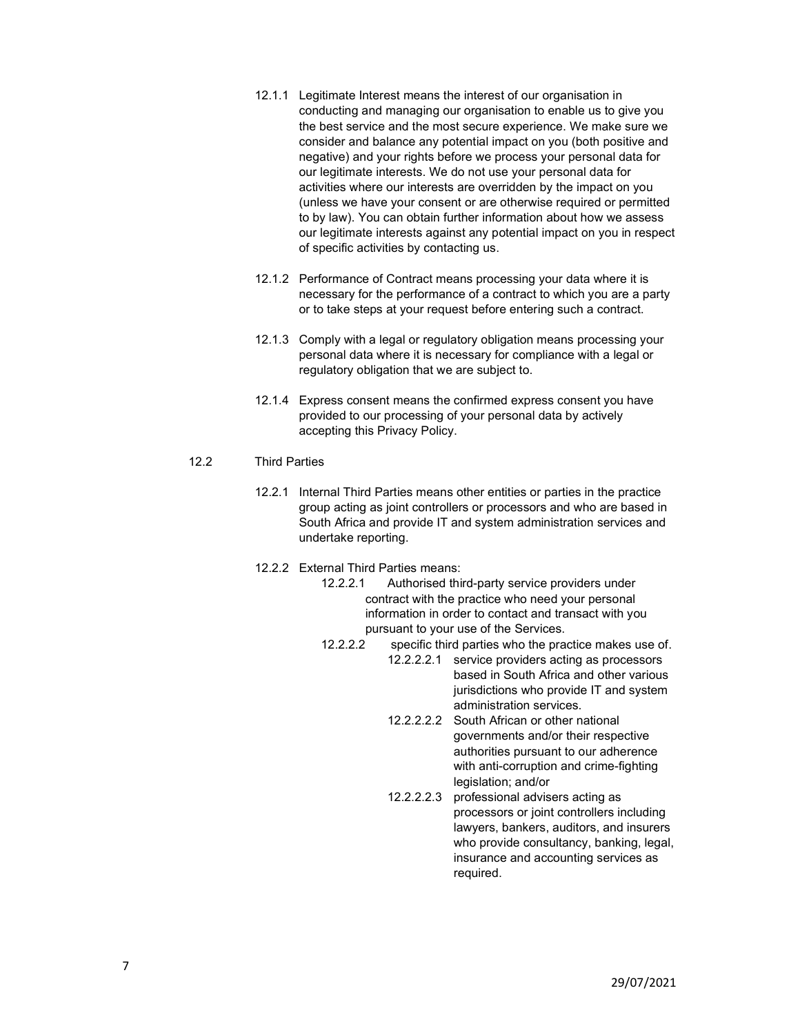12.1.1 Legitimate Interest means the interest of our organisation in conducting and managing our organisation to enable us to give you the best service and the most secure experience. We make sure we consider and balance any potential impact on you (both positive and negative) and your rights before we process your personal data for our legitimate interests. We do not use your personal data for activities where our interests are overridden by the impact on you (unless we have your consent or are otherwise required or permitted to by law). You can obtain further information about how we assess our legitimate interests against any potential impact on you in respect of specific activities by contacting us.

12.1.2 Performance of Contract means processing your data where it is necessary for the performance of a contract to which you are a party or to take steps at your request before entering such a contract.

12.1.3 Comply with a legal or regulatory obligation means processing your personal data where it is necessary for compliance with a legal or regulatory obligation that we are subject to.

12.1.4 Express consent means the confirmed express consent you have provided to our processing of your personal data by actively accepting this Privacy Policy.

12.2 Third Parties

12.2.1 Internal Third Parties means other entities or parties in the practice group acting as joint controllers or processors and who are based in South Africa and provide IT and system administration services and undertake reporting.

12.2.2 External Third Parties means:

12.2.2.1 Authorised third-party service providers under contract with the practice who need your personal information in order to contact and transact with you pursuant to your use of the Services.

12.2.2.2 specific third parties who the practice makes use of.

12.2.2.2.1 service providers acting as processors based in South Africa and other various jurisdictions who provide IT and system administration services.

12.2.2.2.2 South African or other national governments and/or their respective authorities pursuant to our adherence with anti-corruption and crime-fighting legislation; and/or

12.2.2.2.3 professional advisers acting as processors or joint controllers including lawyers, bankers, auditors, and insurers who provide consultancy, banking, legal, insurance and accounting services as required.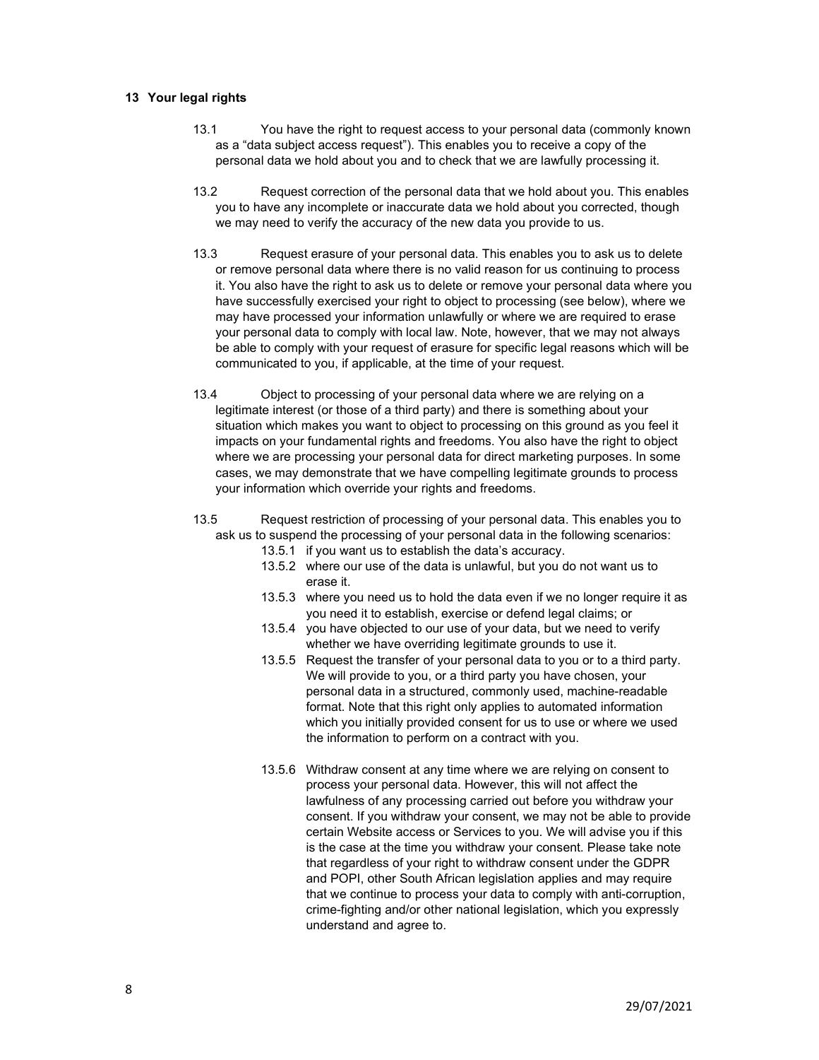## 13 Your legal rights

13.1 You have the right to request access to your personal data (commonly known as a "data subject access request"). This enables you to receive a copy of the personal data we hold about you and to check that we are lawfully processing it.

13.2 Request correction of the personal data that we hold about you. This enables you to have any incomplete or inaccurate data we hold about you corrected, though we may need to verify the accuracy of the new data you provide to us.

13.3 Request erasure of your personal data. This enables you to ask us to delete or remove personal data where there is no valid reason for us continuing to process it. You also have the right to ask us to delete or remove your personal data where you have successfully exercised your right to object to processing (see below), where we may have processed your information unlawfully or where we are required to erase your personal data to comply with local law. Note, however, that we may not always be able to comply with your request of erasure for specific legal reasons which will be communicated to you, if applicable, at the time of your request.

13.4 Object to processing of your personal data where we are relying on a legitimate interest (or those of a third party) and there is something about your situation which makes you want to object to processing on this ground as you feel it impacts on your fundamental rights and freedoms. You also have the right to object where we are processing your personal data for direct marketing purposes. In some cases, we may demonstrate that we have compelling legitimate grounds to process your information which override your rights and freedoms.

13.5 Request restriction of processing of your personal data. This enables you to ask us to suspend the processing of your personal data in the following scenarios:

- 13.5.1 if you want us to establish the data's accuracy.
- 13.5.2 where our use of the data is unlawful, but you do not want us to erase it.
- 13.5.3 where you need us to hold the data even if we no longer require it as you need it to establish, exercise or defend legal claims; or
- 13.5.4 you have objected to our use of your data, but we need to verify whether we have overriding legitimate grounds to use it.
- 13.5.5 Request the transfer of your personal data to you or to a third party. We will provide to you, or a third party you have chosen, your personal data in a structured, commonly used, machine-readable format. Note that this right only applies to automated information which you initially provided consent for us to use or where we used the information to perform on a contract with you.
- 13.5.6 Withdraw consent at any time where we are relying on consent to process your personal data. However, this will not affect the lawfulness of any processing carried out before you withdraw your consent. If you withdraw your consent, we may not be able to provide certain Website access or Services to you. We will advise you if this is the case at the time you withdraw your consent. Please take note that regardless of your right to withdraw consent under the GDPR and POPI, other South African legislation applies and may require that we continue to process your data to comply with anti-corruption, crime-fighting and/or other national legislation, which you expressly understand and agree to.